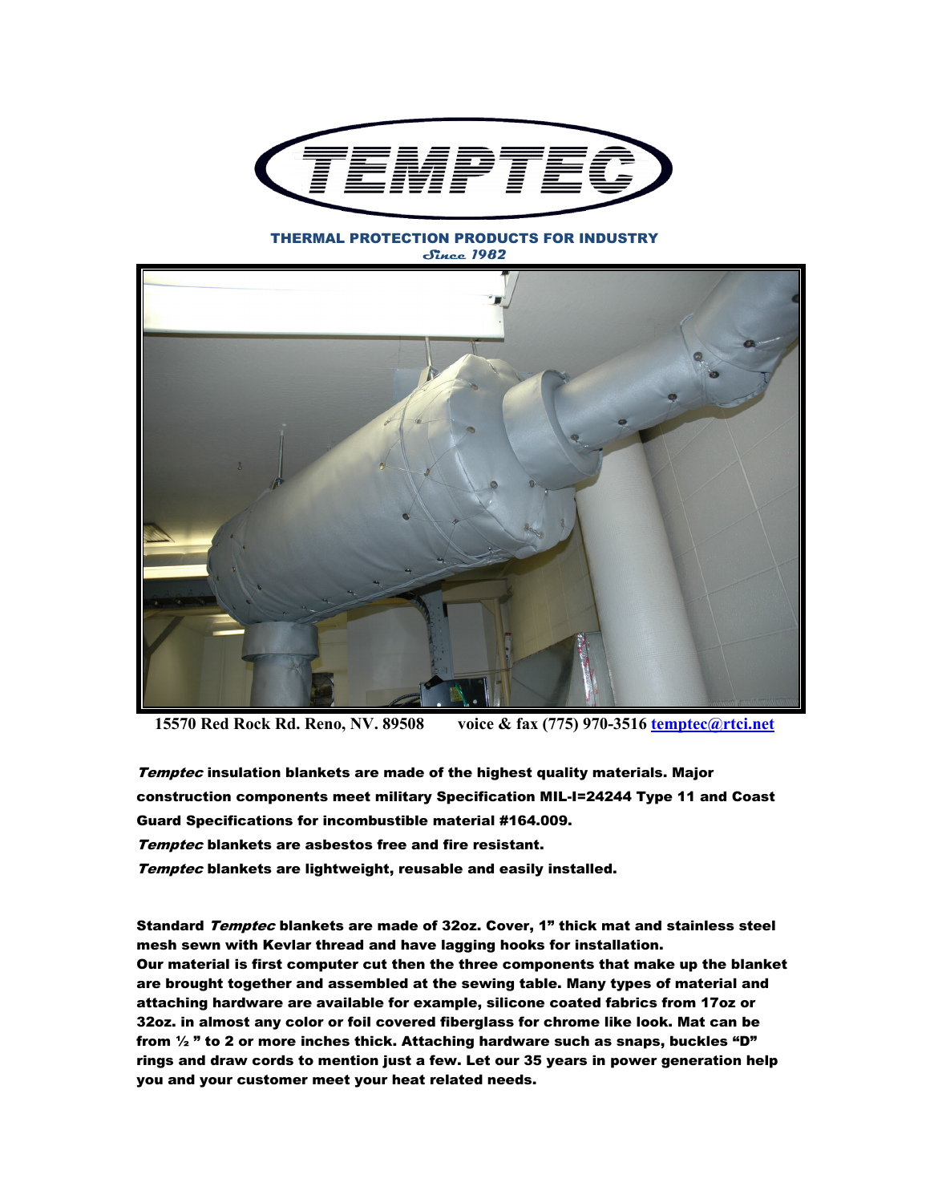# TEMPTEC

**THERMAL PROTECTION PRODUCTS FOR INDUSTRY**

***Since 1982***

**15570 Red Rock Rd. Reno, NV. 89508 voice & fax (775) 970-3516 temptec@rtci.net**

***Temptec*** **insulation blankets are made of the highest quality materials. Major construction components meet military Specification MIL-I=24244 Type 11 and Coast Guard Specifications for incombustible material #164.009.**

***Temptec*** **blankets are asbestos free and fire resistant.**

***Temptec*** **blankets are lightweight, reusable and easily installed.**

**Standard** ***Temptec*** **blankets are made of 32oz. Cover, 1" thick mat and stainless steel mesh sewn with Kevlar thread and have lagging hooks for installation. Our material is first computer cut then the three components that make up the blanket are brought together and assembled at the sewing table. Many types of material and attaching hardware are available for example, silicone coated fabrics from 17oz or 32oz. in almost any color or foil covered fiberglass for chrome like look. Mat can be from ½ " to 2 or more inches thick. Attaching hardware such as snaps, buckles "D" rings and draw cords to mention just a few. Let our 35 years in power generation help you and your customer meet your heat related needs.**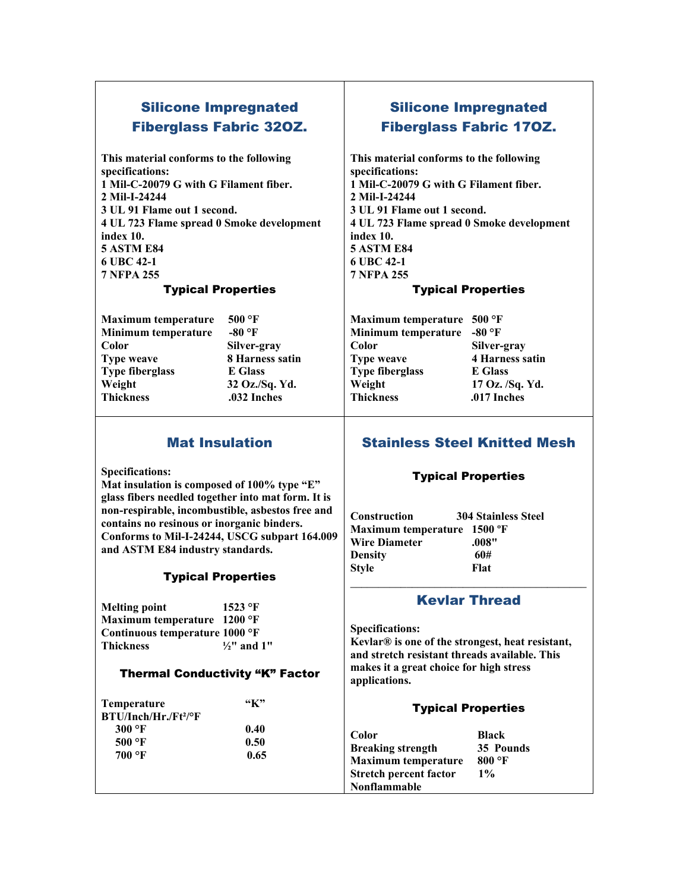## Silicone Impregnated Fiberglass Fabric 32OZ.

**This material conforms to the following specifications:**
**1 Mil-C-20079 G with G Filament fiber.**
**2 Mil-I-24244**
**3 UL 91 Flame out 1 second.**
**4 UL 723 Flame spread 0 Smoke development index 10.**
**5 ASTM E84**
**6 UBC 42-1**
**7 NFPA 255**

### Typical Properties

| | |
|---|---|
| **Maximum temperature** | **500 °F** |
| **Minimum temperature** | **-80 °F** |
| **Color** | **Silver-gray** |
| **Type weave** | **8 Harness satin** |
| **Type fiberglass** | **E Glass** |
| **Weight** | **32 Oz./Sq. Yd.** |
| **Thickness** | **.032 Inches** |

## Silicone Impregnated Fiberglass Fabric 17OZ.

**This material conforms to the following specifications:**
**1 Mil-C-20079 G with G Filament fiber.**
**2 Mil-I-24244**
**3 UL 91 Flame out 1 second.**
**4 UL 723 Flame spread 0 Smoke development index 10.**
**5 ASTM E84**
**6 UBC 42-1**
**7 NFPA 255**

### Typical Properties

| | |
|---|---|
| **Maximum temperature** | **500 °F** |
| **Minimum temperature** | **-80 °F** |
| **Color** | **Silver-gray** |
| **Type weave** | **4 Harness satin** |
| **Type fiberglass** | **E Glass** |
| **Weight** | **17 Oz. /Sq. Yd.** |
| **Thickness** | **.017 Inches** |

## Mat Insulation

**Specifications:**
**Mat insulation is composed of 100% type "E" glass fibers needled together into mat form. It is non-respirable, incombustible, asbestos free and contains no resinous or inorganic binders. Conforms to Mil-I-24244, USCG subpart 164.009 and ASTM E84 industry standards.**

### Typical Properties

| | |
|---|---|
| **Melting point** | **1523 °F** |
| **Maximum temperature** | **1200 °F** |
| **Continuous temperature** | **1000 °F** |
| **Thickness** | **½" and 1"** |

### Thermal Conductivity "K" Factor

| **Temperature BTU/Inch/Hr./Ft²/°F** | **"K"** |
|---|---|
| **300 °F** | **0.40** |
| **500 °F** | **0.50** |
| **700 °F** | **0.65** |

## Stainless Steel Knitted Mesh

### Typical Properties

| | |
|---|---|
| **Construction** | **304 Stainless Steel** |
| **Maximum temperature** | **1500 ºF** |
| **Wire Diameter** | **.008"** |
| **Density** | **60#** |
| **Style** | **Flat** |

## Kevlar Thread

**Specifications:**
**Kevlar® is one of the strongest, heat resistant, and stretch resistant threads available. This makes it a great choice for high stress applications.**

### Typical Properties

| | |
|---|---|
| **Color** | **Black** |
| **Breaking strength** | **35 Pounds** |
| **Maximum temperature** | **800 °F** |
| **Stretch percent factor** | **1%** |
| **Nonflammable** | |